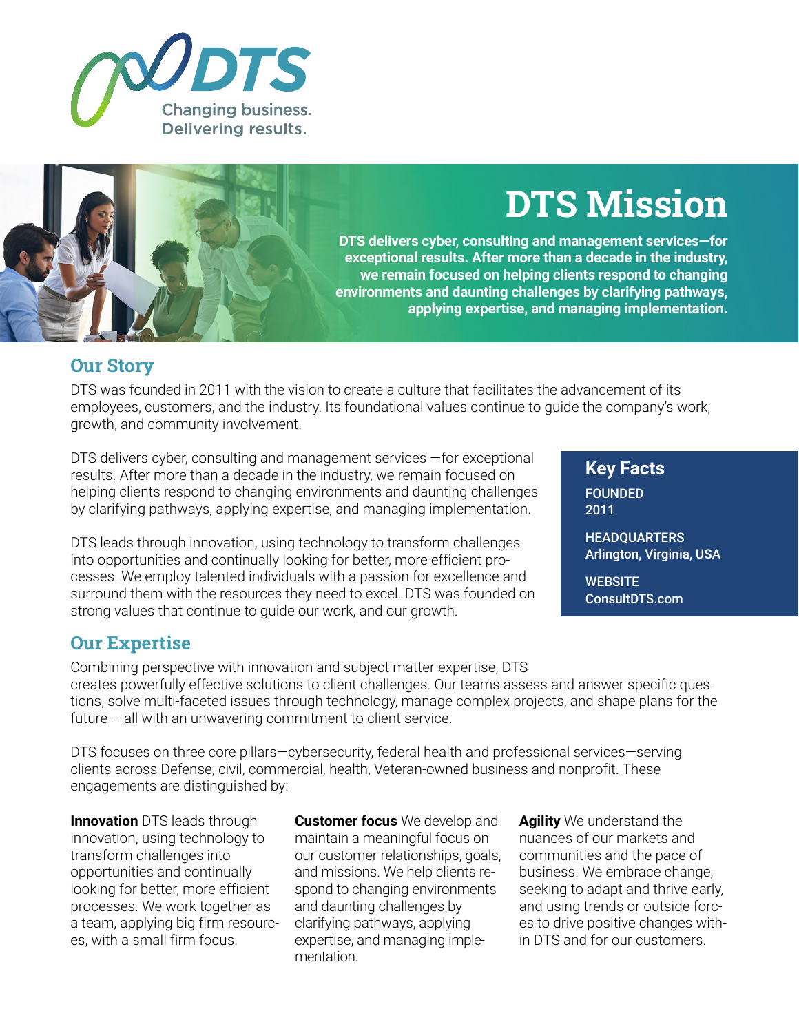DTS

Changing business.
Delivering results.

# DTS Mission

**DTS delivers cyber, consulting and management services—for exceptional results. After more than a decade in the industry, we remain focused on helping clients respond to changing environments and daunting challenges by clarifying pathways, applying expertise, and managing implementation.**

## Our Story

DTS was founded in 2011 with the vision to create a culture that facilitates the advancement of its employees, customers, and the industry. Its foundational values continue to guide the company's work, growth, and community involvement.

DTS delivers cyber, consulting and management services —for exceptional results. After more than a decade in the industry, we remain focused on helping clients respond to changing environments and daunting challenges by clarifying pathways, applying expertise, and managing implementation.

DTS leads through innovation, using technology to transform challenges into opportunities and continually looking for better, more efficient processes. We employ talented individuals with a passion for excellence and surround them with the resources they need to excel. DTS was founded on strong values that continue to guide our work, and our growth.

### Key Facts

**FOUNDED**
2011

**HEADQUARTERS**
Arlington, Virginia, USA

**WEBSITE**
ConsultDTS.com

## Our Expertise

Combining perspective with innovation and subject matter expertise, DTS creates powerfully effective solutions to client challenges. Our teams assess and answer specific questions, solve multi-faceted issues through technology, manage complex projects, and shape plans for the future – all with an unwavering commitment to client service.

DTS focuses on three core pillars—cybersecurity, federal health and professional services—serving clients across Defense, civil, commercial, health, Veteran-owned business and nonprofit. These engagements are distinguished by:

**Innovation** DTS leads through innovation, using technology to transform challenges into opportunities and continually looking for better, more efficient processes. We work together as a team, applying big firm resources, with a small firm focus.

**Customer focus** We develop and maintain a meaningful focus on our customer relationships, goals, and missions. We help clients respond to changing environments and daunting challenges by clarifying pathways, applying expertise, and managing implementation.

**Agility** We understand the nuances of our markets and communities and the pace of business. We embrace change, seeking to adapt and thrive early, and using trends or outside forces to drive positive changes within DTS and for our customers.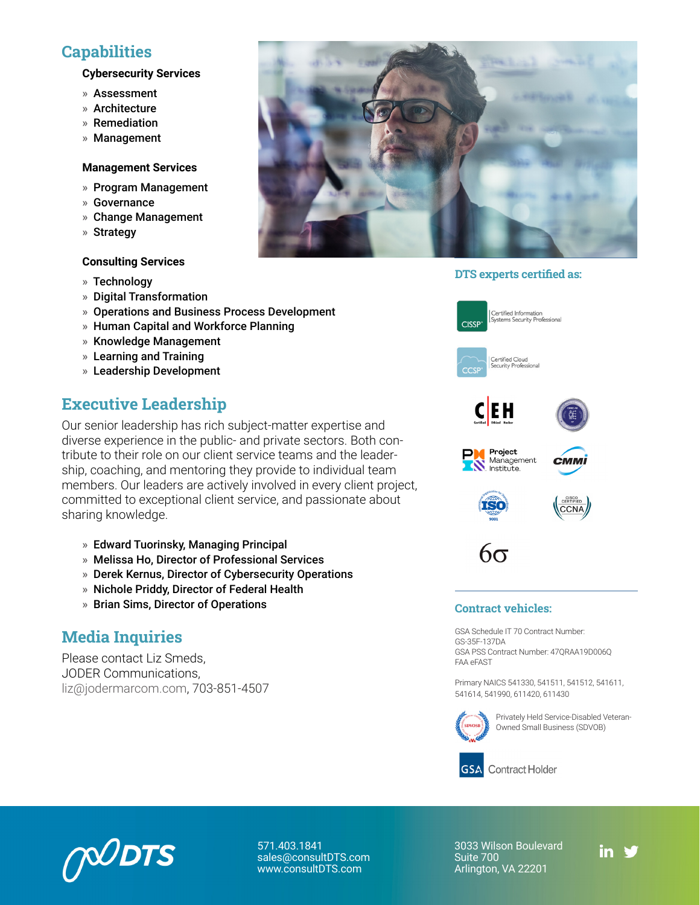## Capabilities

### Cybersecurity Services

- Assessment
- Architecture
- Remediation
- Management

### Management Services

- Program Management
- Governance
- Change Management
- Strategy

### Consulting Services

- Technology
- Digital Transformation
- Operations and Business Process Development
- Human Capital and Workforce Planning
- Knowledge Management
- Learning and Training
- Leadership Development

## Executive Leadership

Our senior leadership has rich subject-matter expertise and diverse experience in the public- and private sectors. Both contribute to their role on our client service teams and the leadership, coaching, and mentoring they provide to individual team members. Our leaders are actively involved in every client project, committed to exceptional client service, and passionate about sharing knowledge.

- Edward Tuorinsky, Managing Principal
- Melissa Ho, Director of Professional Services
- Derek Kernus, Director of Cybersecurity Operations
- Nichole Priddy, Director of Federal Health
- Brian Sims, Director of Operations

## Media Inquiries

Please contact Liz Smeds,
JODER Communications,
liz@jodermarcom.com, 703-851-4507

## DTS experts certified as:

CISSP — Certified Information Systems Security Professional

CCSP — Certified Cloud Security Professional

CEH — Certified Ethical Hacker

Project Management Institute

CMMI

ISO 9001

Cisco Certified CCNA

6σ

## Contract vehicles:

GSA Schedule IT 70 Contract Number: GS-35F-137DA
GSA PSS Contract Number: 47QRAA19D006Q
FAA eFAST

Primary NAICS 541330, 541511, 541512, 541611, 541614, 541990, 611420, 611430

Privately Held Service-Disabled Veteran-Owned Small Business (SDVOB)

GSA Contract Holder

DTS

571.403.1841
sales@consultDTS.com
www.consultDTS.com

3033 Wilson Boulevard
Suite 700
Arlington, VA 22201